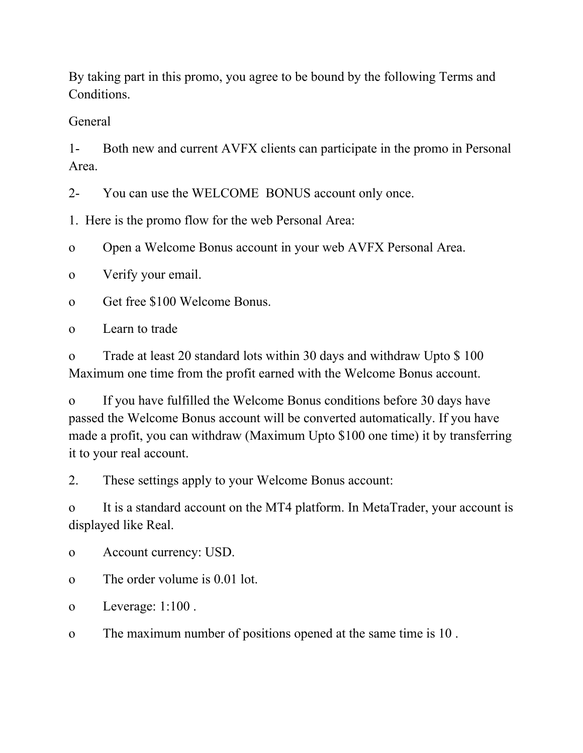By taking part in this promo, you agree to be bound by the following Terms and Conditions.

General

1- Both new and current AVFX clients can participate in the promo in Personal Area.

2- You can use the WELCOME BONUS account only once.

1. Here is the promo flow for the web Personal Area:

- Open a Welcome Bonus account in your web AVFX Personal Area.
- Verify your email.
- Get free $100 Welcome Bonus.
- Learn to trade
- Trade at least 20 standard lots within 30 days and withdraw Upto $ 100 Maximum one time from the profit earned with the Welcome Bonus account.
- If you have fulfilled the Welcome Bonus conditions before 30 days have passed the Welcome Bonus account will be converted automatically. If you have made a profit, you can withdraw (Maximum Upto $100 one time) it by transferring it to your real account.

2. These settings apply to your Welcome Bonus account:

- It is a standard account on the MT4 platform. In MetaTrader, your account is displayed like Real.
- Account currency: USD.
- The order volume is 0.01 lot.
- Leverage: 1:100 .
- The maximum number of positions opened at the same time is 10 .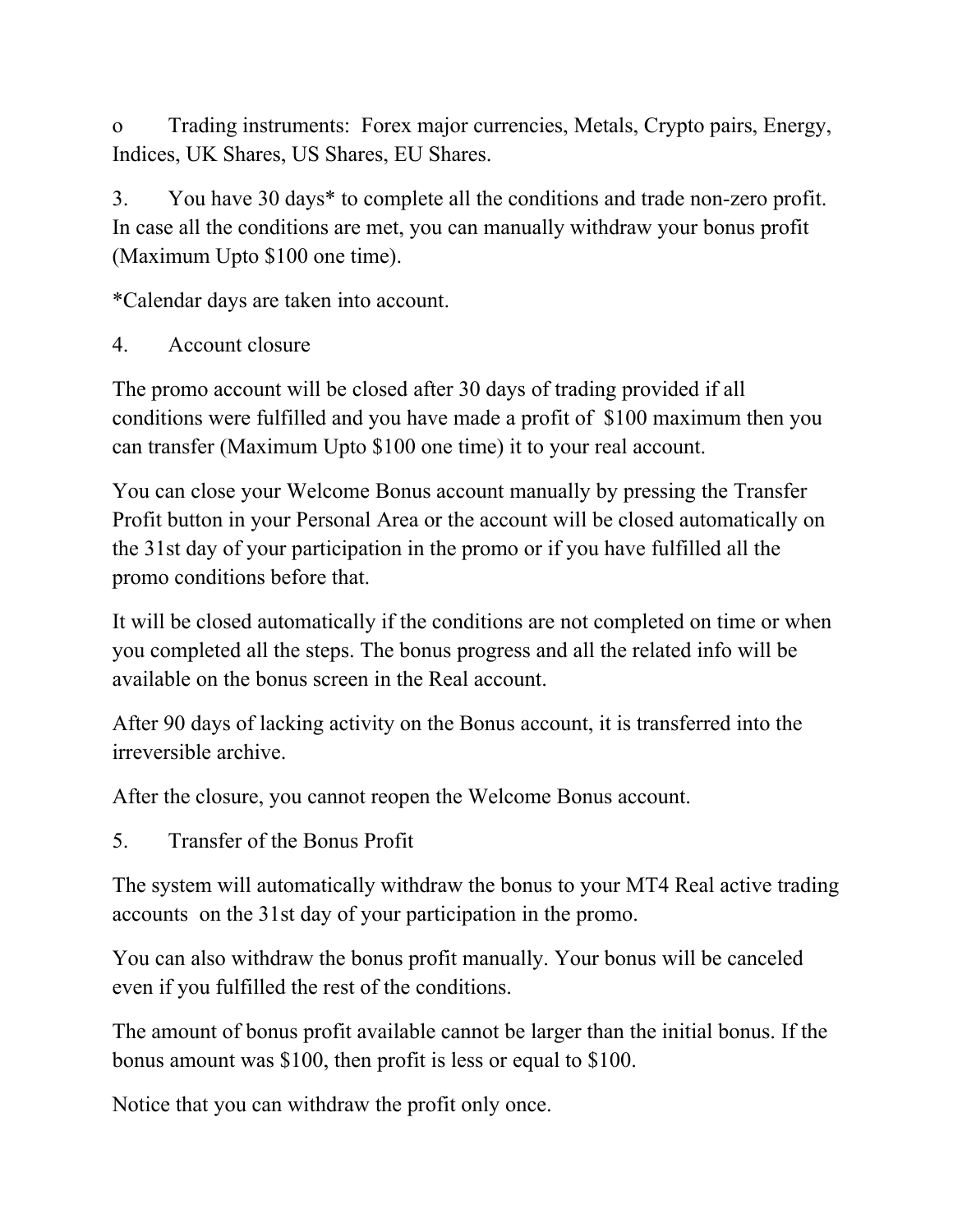- Trading instruments:  Forex major currencies, Metals, Crypto pairs, Energy, Indices, UK Shares, US Shares, EU Shares.

3. You have 30 days* to complete all the conditions and trade non-zero profit. In case all the conditions are met, you can manually withdraw your bonus profit (Maximum Upto $100 one time).

*Calendar days are taken into account.

4. Account closure

The promo account will be closed after 30 days of trading provided if all conditions were fulfilled and you have made a profit of  $100 maximum then you can transfer (Maximum Upto $100 one time) it to your real account.

You can close your Welcome Bonus account manually by pressing the Transfer Profit button in your Personal Area or the account will be closed automatically on the 31st day of your participation in the promo or if you have fulfilled all the promo conditions before that.

It will be closed automatically if the conditions are not completed on time or when you completed all the steps. The bonus progress and all the related info will be available on the bonus screen in the Real account.

After 90 days of lacking activity on the Bonus account, it is transferred into the irreversible archive.

After the closure, you cannot reopen the Welcome Bonus account.

5. Transfer of the Bonus Profit

The system will automatically withdraw the bonus to your MT4 Real active trading accounts  on the 31st day of your participation in the promo.

You can also withdraw the bonus profit manually. Your bonus will be canceled even if you fulfilled the rest of the conditions.

The amount of bonus profit available cannot be larger than the initial bonus. If the bonus amount was $100, then profit is less or equal to $100.

Notice that you can withdraw the profit only once.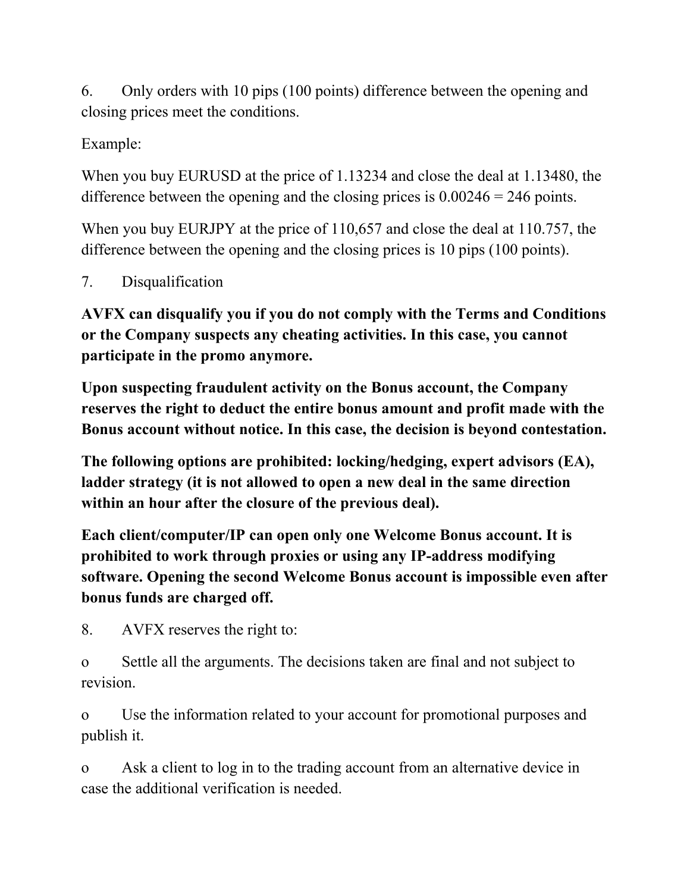6. Only orders with 10 pips (100 points) difference between the opening and closing prices meet the conditions.

Example:

When you buy EURUSD at the price of 1.13234 and close the deal at 1.13480, the difference between the opening and the closing prices is 0.00246 = 246 points.

When you buy EURJPY at the price of 110,657 and close the deal at 110.757, the difference between the opening and the closing prices is 10 pips (100 points).

7. Disqualification

**AVFX can disqualify you if you do not comply with the Terms and Conditions or the Company suspects any cheating activities. In this case, you cannot participate in the promo anymore.**

**Upon suspecting fraudulent activity on the Bonus account, the Company reserves the right to deduct the entire bonus amount and profit made with the Bonus account without notice. In this case, the decision is beyond contestation.**

**The following options are prohibited: locking/hedging, expert advisors (EA), ladder strategy (it is not allowed to open a new deal in the same direction within an hour after the closure of the previous deal).**

**Each client/computer/IP can open only one Welcome Bonus account. It is prohibited to work through proxies or using any IP-address modifying software. Opening the second Welcome Bonus account is impossible even after bonus funds are charged off.**

8. AVFX reserves the right to:

- Settle all the arguments. The decisions taken are final and not subject to revision.
- Use the information related to your account for promotional purposes and publish it.
- Ask a client to log in to the trading account from an alternative device in case the additional verification is needed.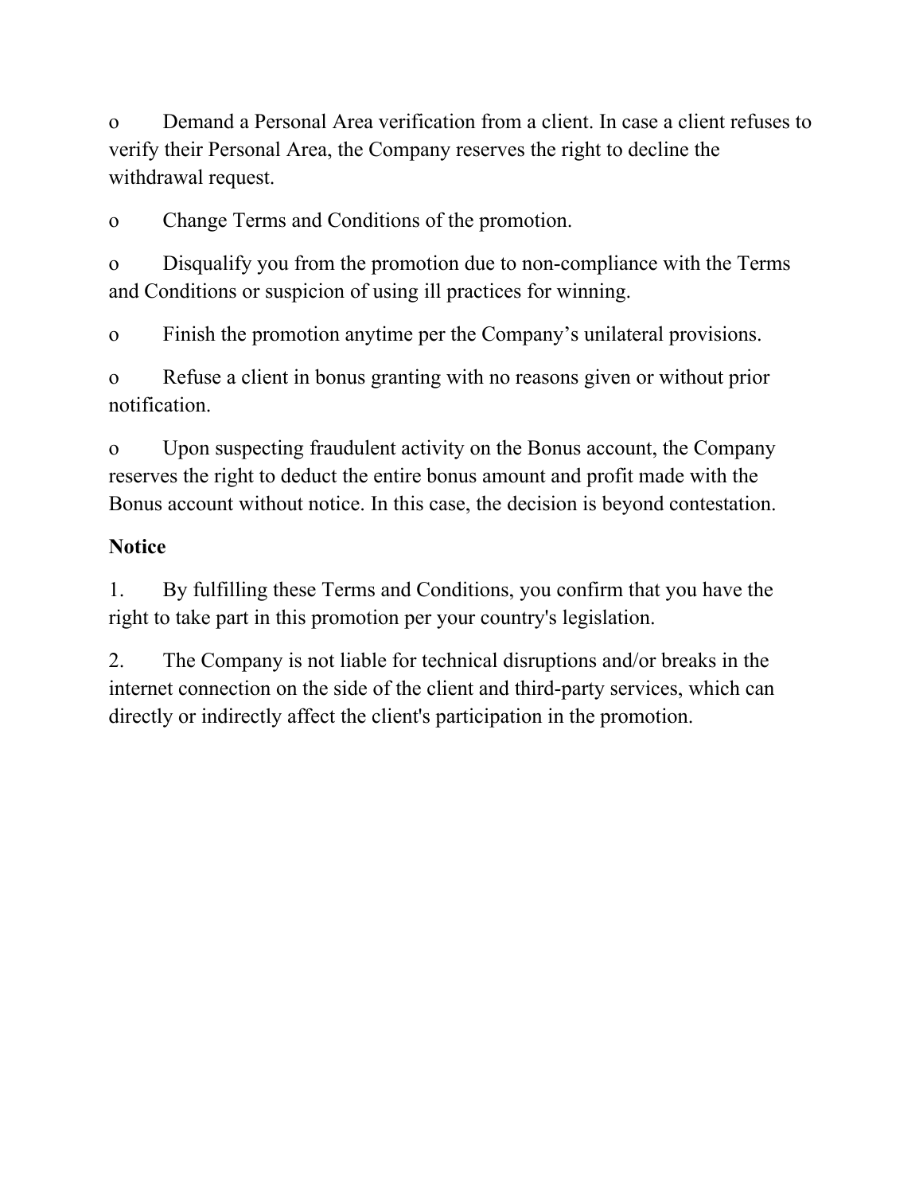- Demand a Personal Area verification from a client. In case a client refuses to verify their Personal Area, the Company reserves the right to decline the withdrawal request.
- Change Terms and Conditions of the promotion.
- Disqualify you from the promotion due to non-compliance with the Terms and Conditions or suspicion of using ill practices for winning.
- Finish the promotion anytime per the Company's unilateral provisions.
- Refuse a client in bonus granting with no reasons given or without prior notification.
- Upon suspecting fraudulent activity on the Bonus account, the Company reserves the right to deduct the entire bonus amount and profit made with the Bonus account without notice. In this case, the decision is beyond contestation.

**Notice**

1. By fulfilling these Terms and Conditions, you confirm that you have the right to take part in this promotion per your country's legislation.
2. The Company is not liable for technical disruptions and/or breaks in the internet connection on the side of the client and third-party services, which can directly or indirectly affect the client's participation in the promotion.